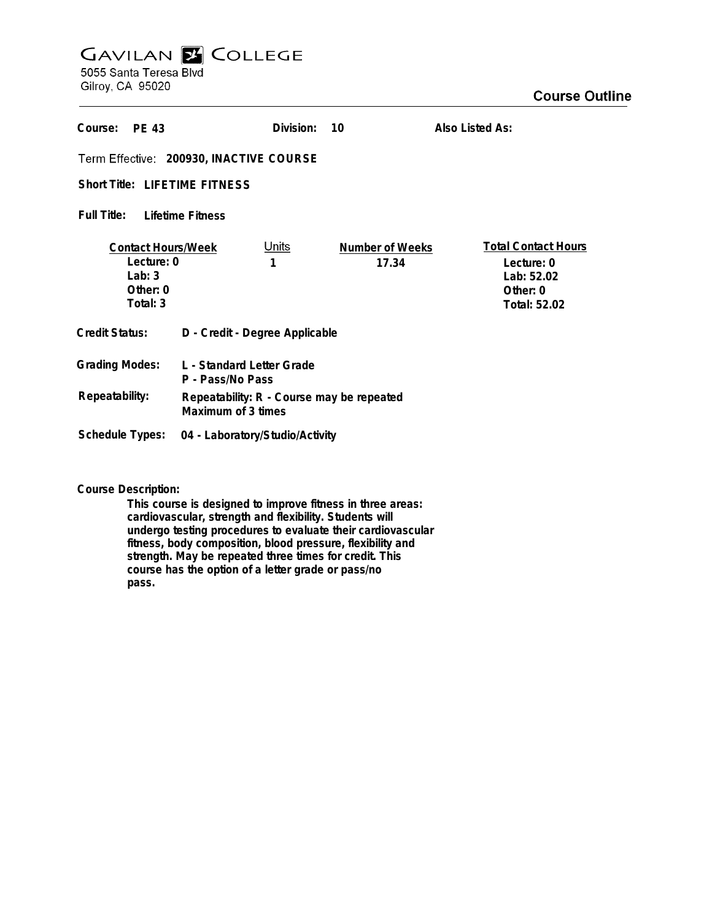# GAVILAN COLLEGE

5055 Santa Teresa Blvd
Gilroy, CA 95020

## Course Outline

**Course:** PE 43 **Division:** 10 **Also Listed As:**

**Term Effective:** 200930, INACTIVE COURSE

**Short Title:** LIFETIME FITNESS

**Full Title:** Lifetime Fitness

| Contact Hours/Week | Units | Number of Weeks | Total Contact Hours |
|---|---|---|---|
| Lecture: 0 | 1 | 17.34 | Lecture: 0 |
| Lab: 3 | | | Lab: 52.02 |
| Other: 0 | | | Other: 0 |
| Total: 3 | | | Total: 52.02 |

**Credit Status:** D - Credit - Degree Applicable

**Grading Modes:** L - Standard Letter Grade
P - Pass/No Pass

**Repeatability:** Repeatability: R - Course may be repeated
Maximum of 3 times

**Schedule Types:** 04 - Laboratory/Studio/Activity

**Course Description:**

This course is designed to improve fitness in three areas: cardiovascular, strength and flexibility. Students will undergo testing procedures to evaluate their cardiovascular fitness, body composition, blood pressure, flexibility and strength. May be repeated three times for credit. This course has the option of a letter grade or pass/no pass.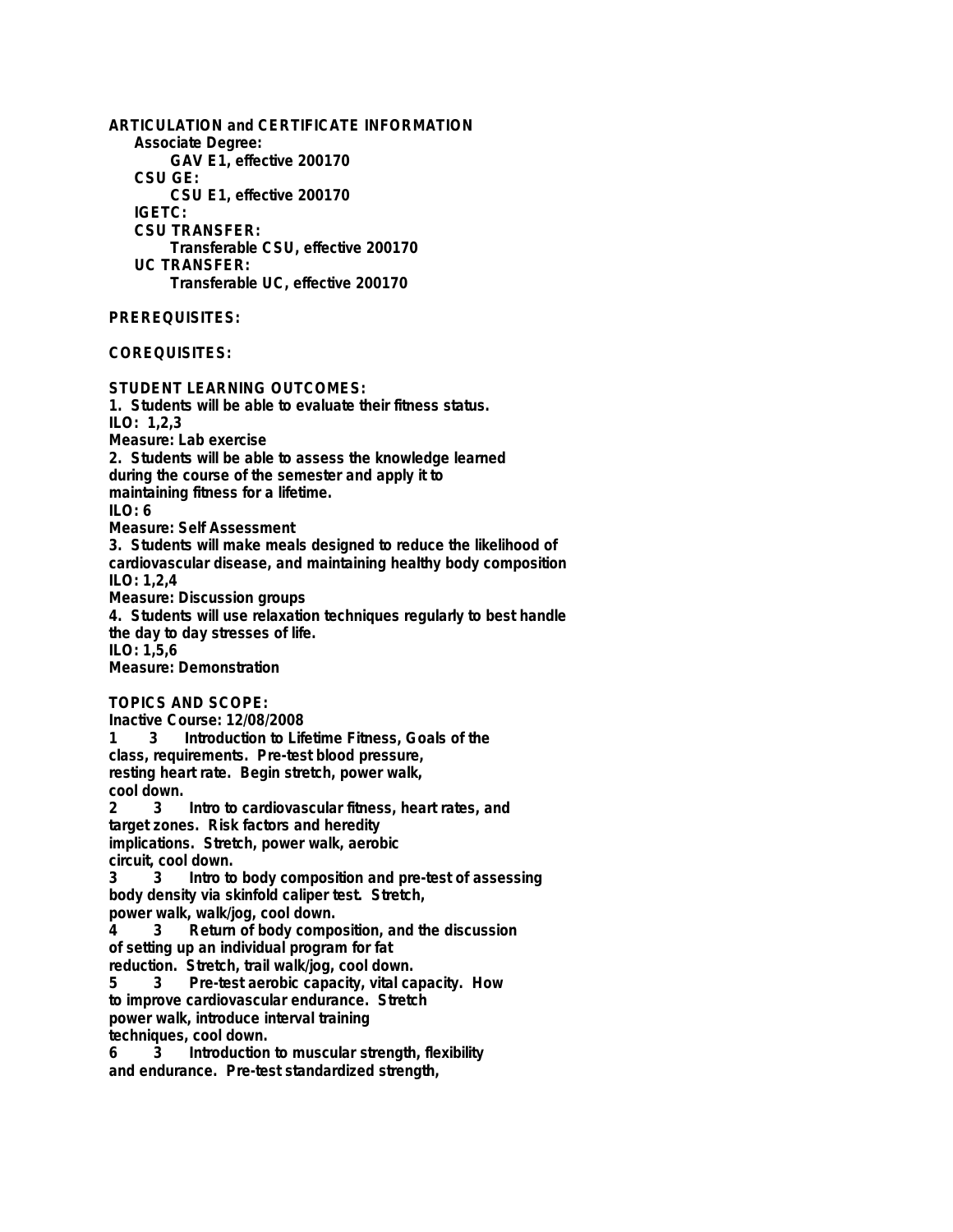**ARTICULATION and CERTIFICATE INFORMATION**

**Associate Degree:**

GAV E1, effective 200170

**CSU GE:**

CSU E1, effective 200170

**IGETC:**

**CSU TRANSFER:**

Transferable CSU, effective 200170

**UC TRANSFER:**

Transferable UC, effective 200170

**PREREQUISITES:**

**COREQUISITES:**

**STUDENT LEARNING OUTCOMES:**

1. Students will be able to evaluate their fitness status.
ILO: 1,2,3
Measure: Lab exercise
2. Students will be able to assess the knowledge learned during the course of the semester and apply it to maintaining fitness for a lifetime.
ILO: 6
Measure: Self Assessment
3. Students will make meals designed to reduce the likelihood of cardiovascular disease, and maintaining healthy body composition
ILO: 1,2,4
Measure: Discussion groups
4. Students will use relaxation techniques regularly to best handle the day to day stresses of life.
ILO: 1,5,6
Measure: Demonstration

**TOPICS AND SCOPE:**

Inactive Course: 12/08/2008

1 3 Introduction to Lifetime Fitness, Goals of the class, requirements. Pre-test blood pressure, resting heart rate. Begin stretch, power walk, cool down.

2 3 Intro to cardiovascular fitness, heart rates, and target zones. Risk factors and heredity implications. Stretch, power walk, aerobic circuit, cool down.

3 3 Intro to body composition and pre-test of assessing body density via skinfold caliper test. Stretch, power walk, walk/jog, cool down.

4 3 Return of body composition, and the discussion of setting up an individual program for fat reduction. Stretch, trail walk/jog, cool down.

5 3 Pre-test aerobic capacity, vital capacity. How to improve cardiovascular endurance. Stretch power walk, introduce interval training techniques, cool down.

6 3 Introduction to muscular strength, flexibility and endurance. Pre-test standardized strength,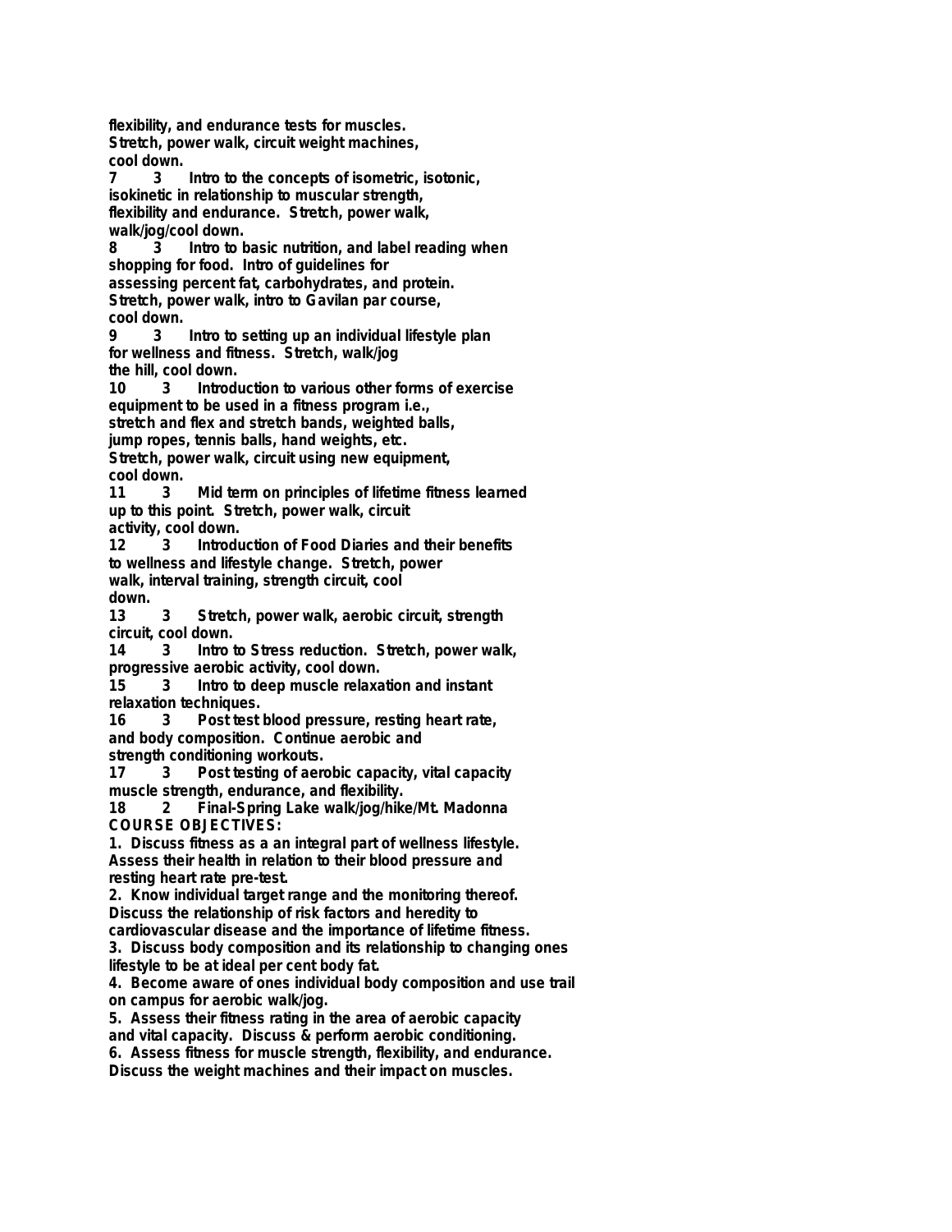flexibility, and endurance tests for muscles.
Stretch, power walk, circuit weight machines,
cool down.

7 3 Intro to the concepts of isometric, isotonic, isokinetic in relationship to muscular strength, flexibility and endurance. Stretch, power walk, walk/jog/cool down.

8 3 Intro to basic nutrition, and label reading when shopping for food. Intro of guidelines for assessing percent fat, carbohydrates, and protein. Stretch, power walk, intro to Gavilan par course, cool down.

9 3 Intro to setting up an individual lifestyle plan for wellness and fitness. Stretch, walk/jog the hill, cool down.

10 3 Introduction to various other forms of exercise equipment to be used in a fitness program i.e., stretch and flex and stretch bands, weighted balls, jump ropes, tennis balls, hand weights, etc. Stretch, power walk, circuit using new equipment, cool down.

11 3 Mid term on principles of lifetime fitness learned up to this point. Stretch, power walk, circuit activity, cool down.

12 3 Introduction of Food Diaries and their benefits to wellness and lifestyle change. Stretch, power walk, interval training, strength circuit, cool down.

13 3 Stretch, power walk, aerobic circuit, strength circuit, cool down.

14 3 Intro to Stress reduction. Stretch, power walk, progressive aerobic activity, cool down.

15 3 Intro to deep muscle relaxation and instant relaxation techniques.

16 3 Post test blood pressure, resting heart rate, and body composition. Continue aerobic and strength conditioning workouts.

17 3 Post testing of aerobic capacity, vital capacity muscle strength, endurance, and flexibility.

18 2 Final-Spring Lake walk/jog/hike/Mt. Madonna

**COURSE OBJECTIVES:**

1. Discuss fitness as a an integral part of wellness lifestyle. Assess their health in relation to their blood pressure and resting heart rate pre-test.
2. Know individual target range and the monitoring thereof. Discuss the relationship of risk factors and heredity to cardiovascular disease and the importance of lifetime fitness.
3. Discuss body composition and its relationship to changing ones lifestyle to be at ideal per cent body fat.
4. Become aware of ones individual body composition and use trail on campus for aerobic walk/jog.
5. Assess their fitness rating in the area of aerobic capacity and vital capacity. Discuss & perform aerobic conditioning.
6. Assess fitness for muscle strength, flexibility, and endurance. Discuss the weight machines and their impact on muscles.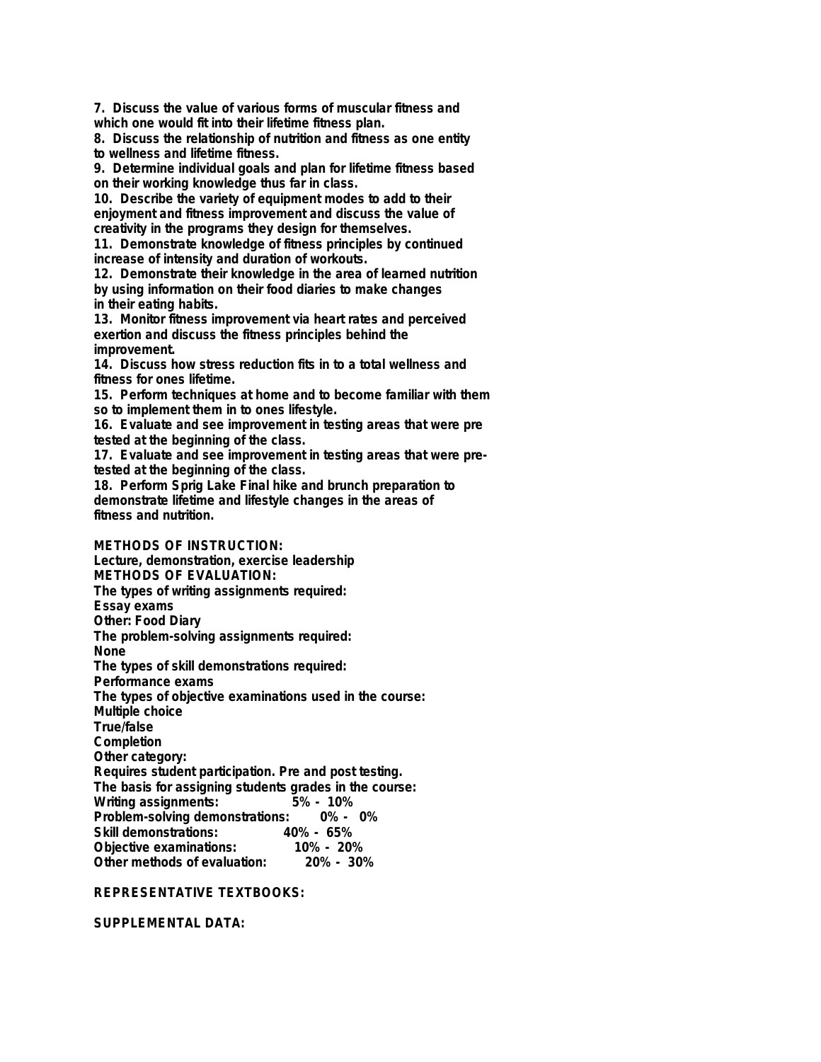7. Discuss the value of various forms of muscular fitness and which one would fit into their lifetime fitness plan.
8. Discuss the relationship of nutrition and fitness as one entity to wellness and lifetime fitness.
9. Determine individual goals and plan for lifetime fitness based on their working knowledge thus far in class.
10. Describe the variety of equipment modes to add to their enjoyment and fitness improvement and discuss the value of creativity in the programs they design for themselves.
11. Demonstrate knowledge of fitness principles by continued increase of intensity and duration of workouts.
12. Demonstrate their knowledge in the area of learned nutrition by using information on their food diaries to make changes in their eating habits.
13. Monitor fitness improvement via heart rates and perceived exertion and discuss the fitness principles behind the improvement.
14. Discuss how stress reduction fits in to a total wellness and fitness for ones lifetime.
15. Perform techniques at home and to become familiar with them so to implement them in to ones lifestyle.
16. Evaluate and see improvement in testing areas that were pre tested at the beginning of the class.
17. Evaluate and see improvement in testing areas that were pre-tested at the beginning of the class.
18. Perform Sprig Lake Final hike and brunch preparation to demonstrate lifetime and lifestyle changes in the areas of fitness and nutrition.

**METHODS OF INSTRUCTION:**
Lecture, demonstration, exercise leadership
**METHODS OF EVALUATION:**
The types of writing assignments required:
Essay exams
Other: Food Diary
The problem-solving assignments required:
None
The types of skill demonstrations required:
Performance exams
The types of objective examinations used in the course:
Multiple choice
True/false
Completion
Other category:
Requires student participation. Pre and post testing.
The basis for assigning students grades in the course:
Writing assignments: 5% - 10%
Problem-solving demonstrations: 0% - 0%
Skill demonstrations: 40% - 65%
Objective examinations: 10% - 20%
Other methods of evaluation: 20% - 30%

**REPRESENTATIVE TEXTBOOKS:**

**SUPPLEMENTAL DATA:**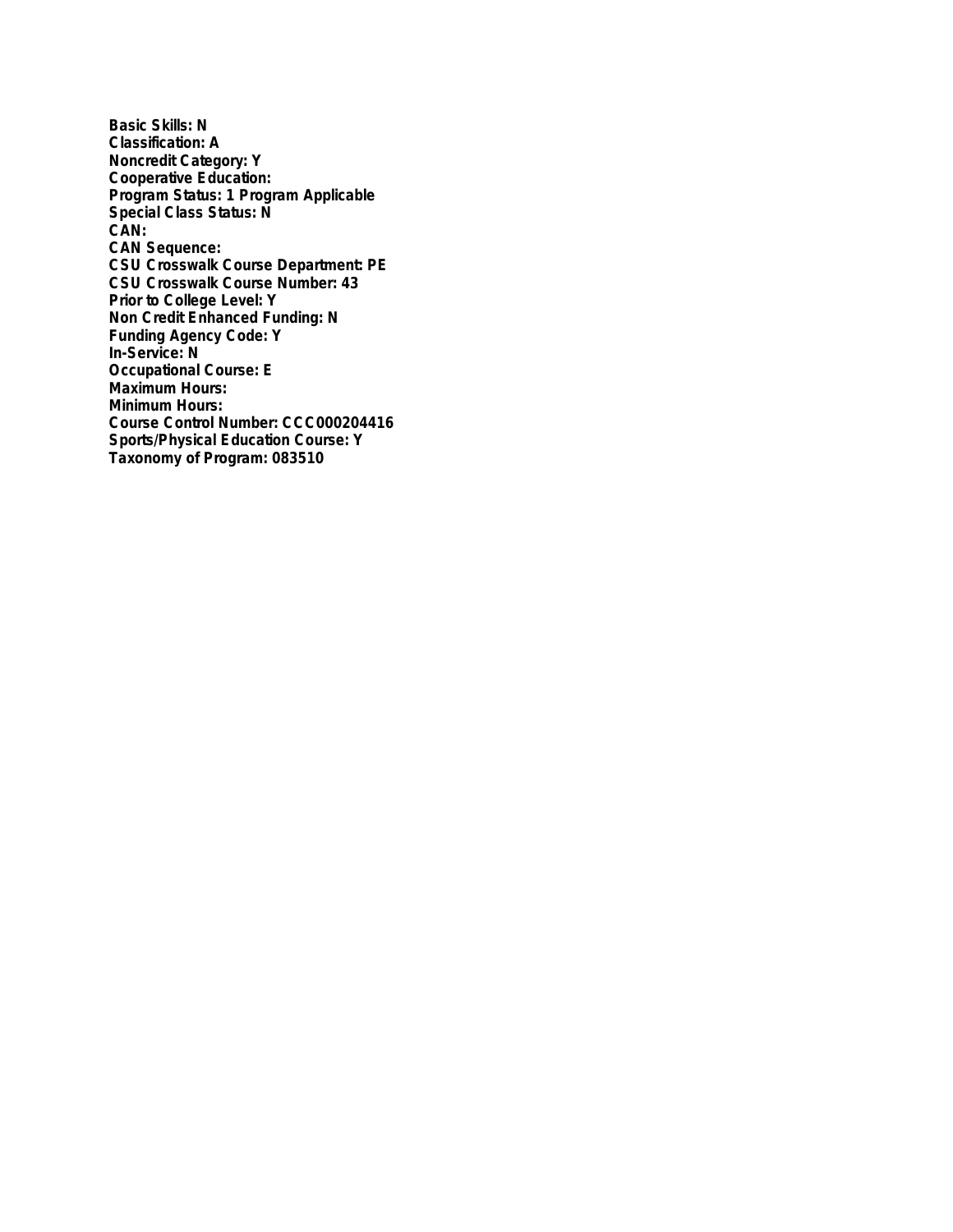**Basic Skills: N**
**Classification: A**
**Noncredit Category: Y**
**Cooperative Education:**
**Program Status: 1 Program Applicable**
**Special Class Status: N**
**CAN:**
**CAN Sequence:**
**CSU Crosswalk Course Department: PE**
**CSU Crosswalk Course Number: 43**
**Prior to College Level: Y**
**Non Credit Enhanced Funding: N**
**Funding Agency Code: Y**
**In-Service: N**
**Occupational Course: E**
**Maximum Hours:**
**Minimum Hours:**
**Course Control Number: CCC000204416**
**Sports/Physical Education Course: Y**
**Taxonomy of Program: 083510**